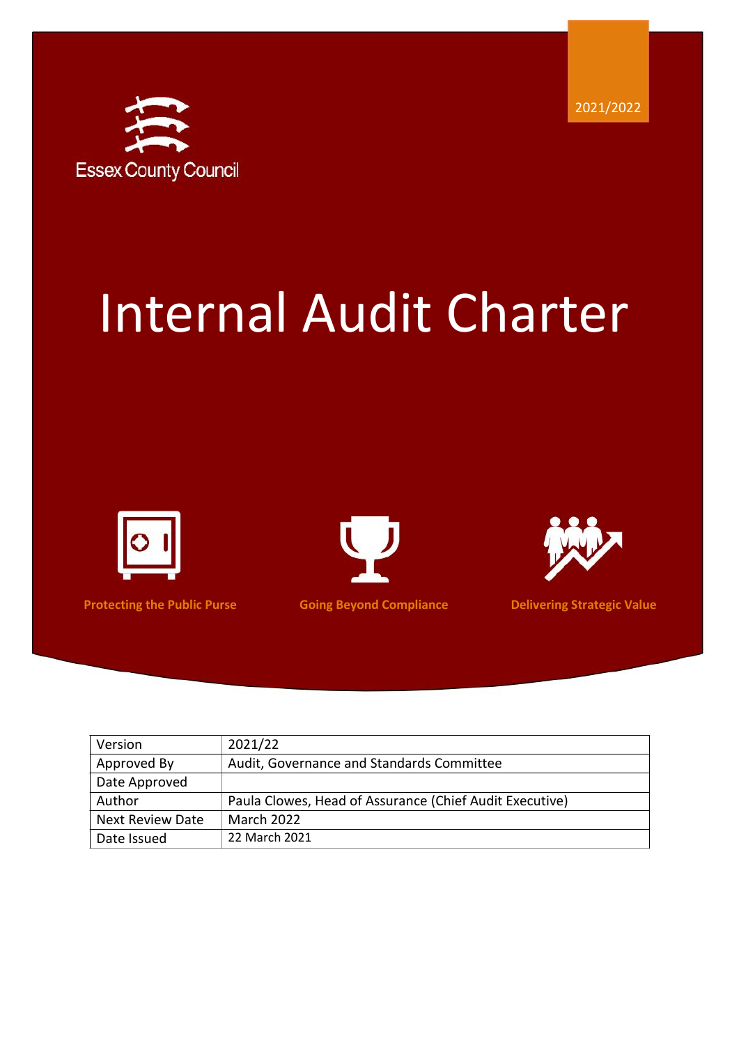2021/2022

Essex County Council

# Internal Audit Charter

**Protecting the Public Purse**

**Going Beyond Compliance**

**Delivering Strategic Value**

| Version | 2021/22 |
| --- | --- |
| Approved By | Audit, Governance and Standards Committee |
| Date Approved | |
| Author | Paula Clowes, Head of Assurance (Chief Audit Executive) |
| Next Review Date | March 2022 |
| Date Issued | 22 March 2021 |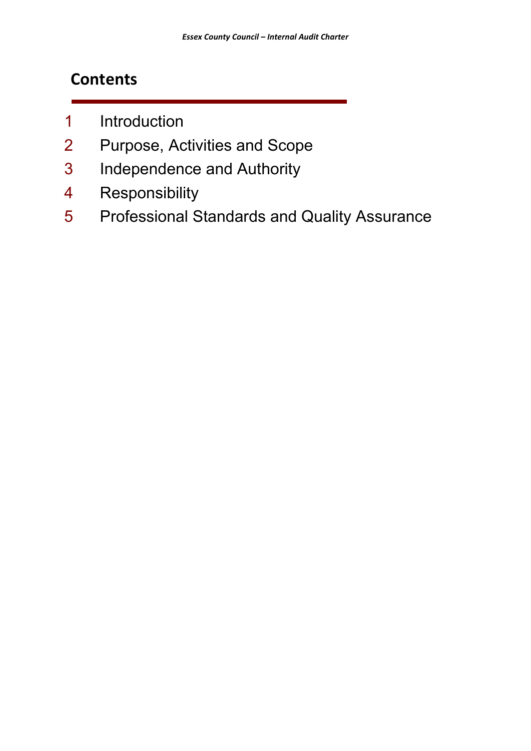## Contents

1. Introduction
2. Purpose, Activities and Scope
3. Independence and Authority
4. Responsibility
5. Professional Standards and Quality Assurance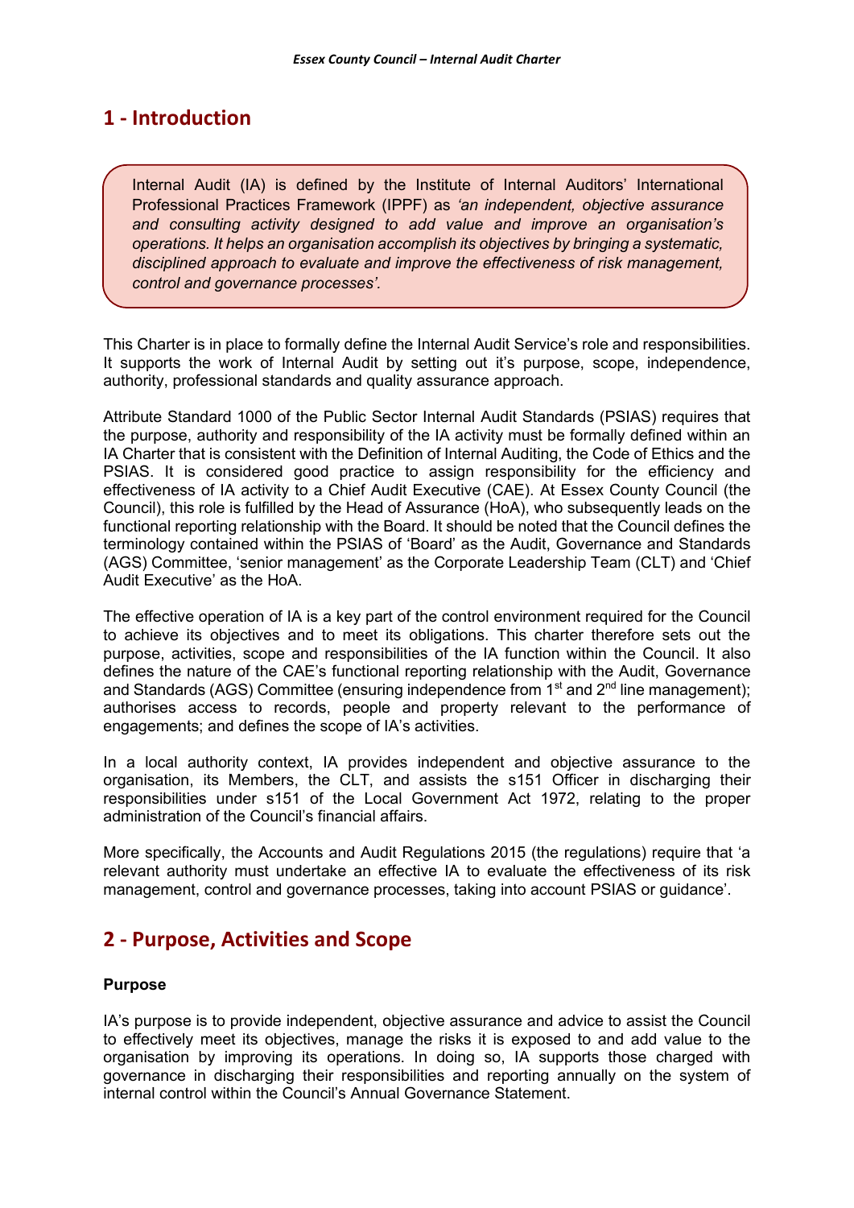## 1 - Introduction

> Internal Audit (IA) is defined by the Institute of Internal Auditors' International Professional Practices Framework (IPPF) as *'an independent, objective assurance and consulting activity designed to add value and improve an organisation's operations. It helps an organisation accomplish its objectives by bringing a systematic, disciplined approach to evaluate and improve the effectiveness of risk management, control and governance processes'.*

This Charter is in place to formally define the Internal Audit Service's role and responsibilities. It supports the work of Internal Audit by setting out it's purpose, scope, independence, authority, professional standards and quality assurance approach.

Attribute Standard 1000 of the Public Sector Internal Audit Standards (PSIAS) requires that the purpose, authority and responsibility of the IA activity must be formally defined within an IA Charter that is consistent with the Definition of Internal Auditing, the Code of Ethics and the PSIAS. It is considered good practice to assign responsibility for the efficiency and effectiveness of IA activity to a Chief Audit Executive (CAE). At Essex County Council (the Council), this role is fulfilled by the Head of Assurance (HoA), who subsequently leads on the functional reporting relationship with the Board. It should be noted that the Council defines the terminology contained within the PSIAS of 'Board' as the Audit, Governance and Standards (AGS) Committee, 'senior management' as the Corporate Leadership Team (CLT) and 'Chief Audit Executive' as the HoA.

The effective operation of IA is a key part of the control environment required for the Council to achieve its objectives and to meet its obligations. This charter therefore sets out the purpose, activities, scope and responsibilities of the IA function within the Council. It also defines the nature of the CAE's functional reporting relationship with the Audit, Governance and Standards (AGS) Committee (ensuring independence from 1st and 2nd line management); authorises access to records, people and property relevant to the performance of engagements; and defines the scope of IA's activities.

In a local authority context, IA provides independent and objective assurance to the organisation, its Members, the CLT, and assists the s151 Officer in discharging their responsibilities under s151 of the Local Government Act 1972, relating to the proper administration of the Council's financial affairs.

More specifically, the Accounts and Audit Regulations 2015 (the regulations) require that 'a relevant authority must undertake an effective IA to evaluate the effectiveness of its risk management, control and governance processes, taking into account PSIAS or guidance'.

## 2 - Purpose, Activities and Scope

**Purpose**

IA's purpose is to provide independent, objective assurance and advice to assist the Council to effectively meet its objectives, manage the risks it is exposed to and add value to the organisation by improving its operations. In doing so, IA supports those charged with governance in discharging their responsibilities and reporting annually on the system of internal control within the Council's Annual Governance Statement.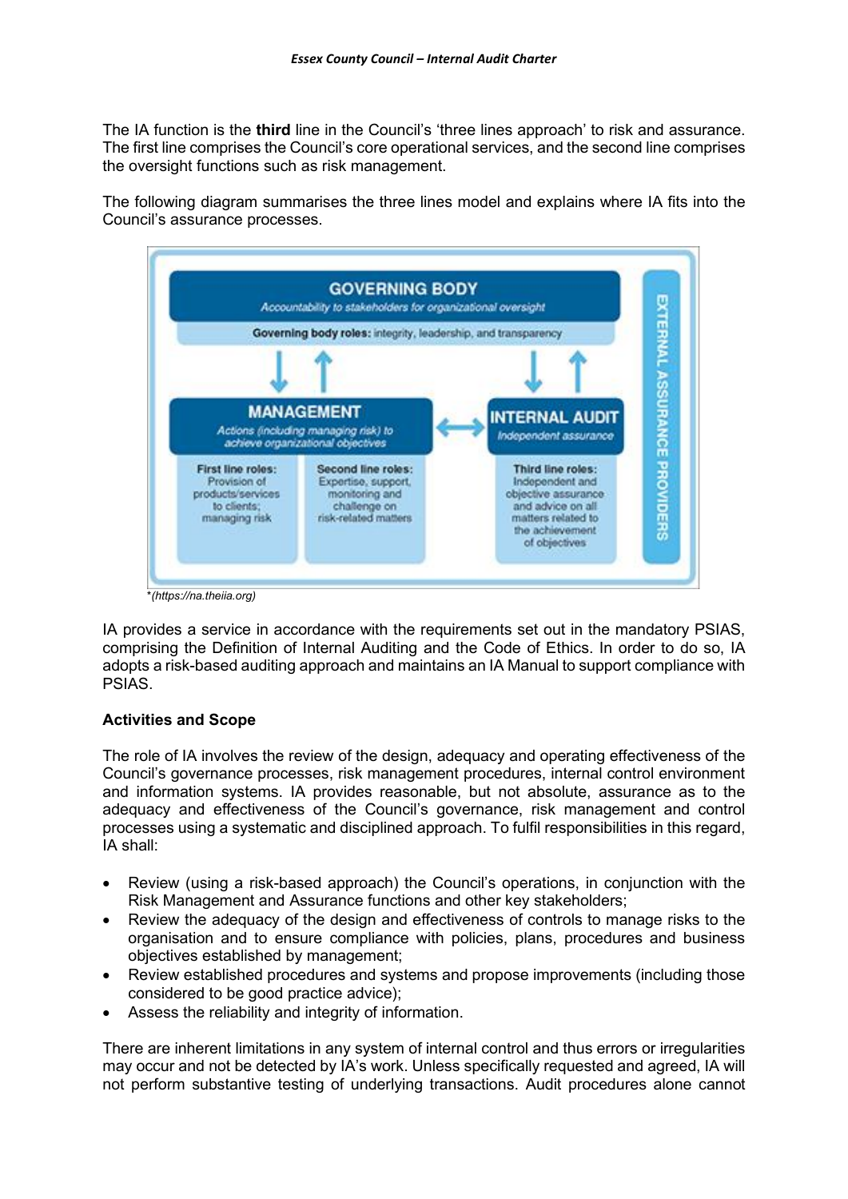The IA function is the **third** line in the Council's 'three lines approach' to risk and assurance. The first line comprises the Council's core operational services, and the second line comprises the oversight functions such as risk management.

The following diagram summarises the three lines model and explains where IA fits into the Council's assurance processes.

**GOVERNING BODY**
*Accountability to stakeholders for organizational oversight*
**Governing body roles:** integrity, leadership, and transparency

**MANAGEMENT**
*Actions (including managing risk) to achieve organizational objectives*

**First line roles:** Provision of products/services to clients; managing risk

**Second line roles:** Expertise, support, monitoring and challenge on risk-related matters

**INTERNAL AUDIT**
*Independent assurance*

**Third line roles:** Independent and objective assurance and advice on all matters related to the achievement of objectives

**EXTERNAL ASSURANCE PROVIDERS**

*(https://na.theiia.org)*

IA provides a service in accordance with the requirements set out in the mandatory PSIAS, comprising the Definition of Internal Auditing and the Code of Ethics. In order to do so, IA adopts a risk-based auditing approach and maintains an IA Manual to support compliance with PSIAS.

**Activities and Scope**

The role of IA involves the review of the design, adequacy and operating effectiveness of the Council's governance processes, risk management procedures, internal control environment and information systems. IA provides reasonable, but not absolute, assurance as to the adequacy and effectiveness of the Council's governance, risk management and control processes using a systematic and disciplined approach. To fulfil responsibilities in this regard, IA shall:

- Review (using a risk-based approach) the Council's operations, in conjunction with the Risk Management and Assurance functions and other key stakeholders;
- Review the adequacy of the design and effectiveness of controls to manage risks to the organisation and to ensure compliance with policies, plans, procedures and business objectives established by management;
- Review established procedures and systems and propose improvements (including those considered to be good practice advice);
- Assess the reliability and integrity of information.

There are inherent limitations in any system of internal control and thus errors or irregularities may occur and not be detected by IA's work. Unless specifically requested and agreed, IA will not perform substantive testing of underlying transactions. Audit procedures alone cannot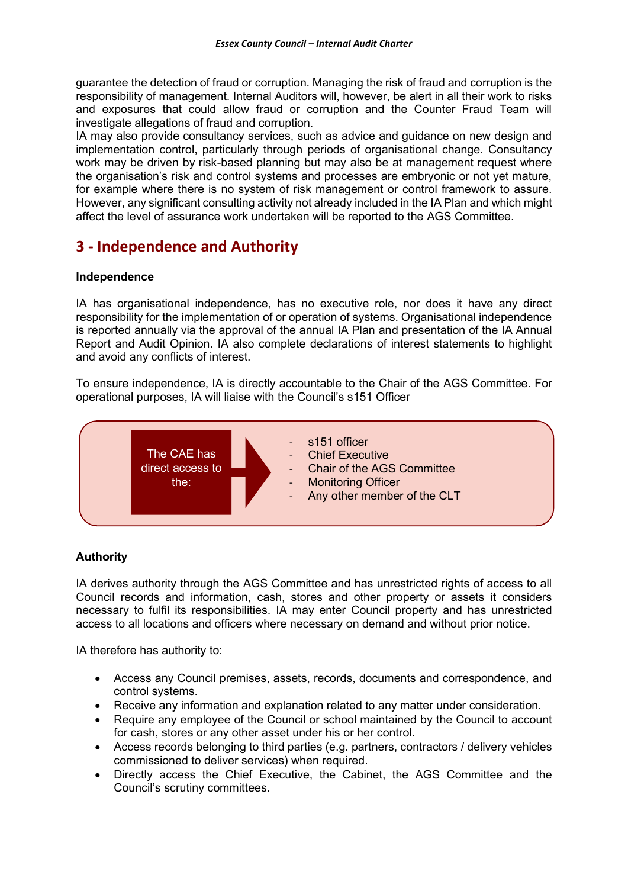guarantee the detection of fraud or corruption. Managing the risk of fraud and corruption is the responsibility of management. Internal Auditors will, however, be alert in all their work to risks and exposures that could allow fraud or corruption and the Counter Fraud Team will investigate allegations of fraud and corruption.

IA may also provide consultancy services, such as advice and guidance on new design and implementation control, particularly through periods of organisational change. Consultancy work may be driven by risk-based planning but may also be at management request where the organisation's risk and control systems and processes are embryonic or not yet mature, for example where there is no system of risk management or control framework to assure. However, any significant consulting activity not already included in the IA Plan and which might affect the level of assurance work undertaken will be reported to the AGS Committee.

## 3 - Independence and Authority

**Independence**

IA has organisational independence, has no executive role, nor does it have any direct responsibility for the implementation of or operation of systems. Organisational independence is reported annually via the approval of the annual IA Plan and presentation of the IA Annual Report and Audit Opinion. IA also complete declarations of interest statements to highlight and avoid any conflicts of interest.

To ensure independence, IA is directly accountable to the Chair of the AGS Committee. For operational purposes, IA will liaise with the Council's s151 Officer

The CAE has direct access to the:

- s151 officer
- Chief Executive
- Chair of the AGS Committee
- Monitoring Officer
- Any other member of the CLT

**Authority**

IA derives authority through the AGS Committee and has unrestricted rights of access to all Council records and information, cash, stores and other property or assets it considers necessary to fulfil its responsibilities. IA may enter Council property and has unrestricted access to all locations and officers where necessary on demand and without prior notice.

IA therefore has authority to:

- Access any Council premises, assets, records, documents and correspondence, and control systems.
- Receive any information and explanation related to any matter under consideration.
- Require any employee of the Council or school maintained by the Council to account for cash, stores or any other asset under his or her control.
- Access records belonging to third parties (e.g. partners, contractors / delivery vehicles commissioned to deliver services) when required.
- Directly access the Chief Executive, the Cabinet, the AGS Committee and the Council's scrutiny committees.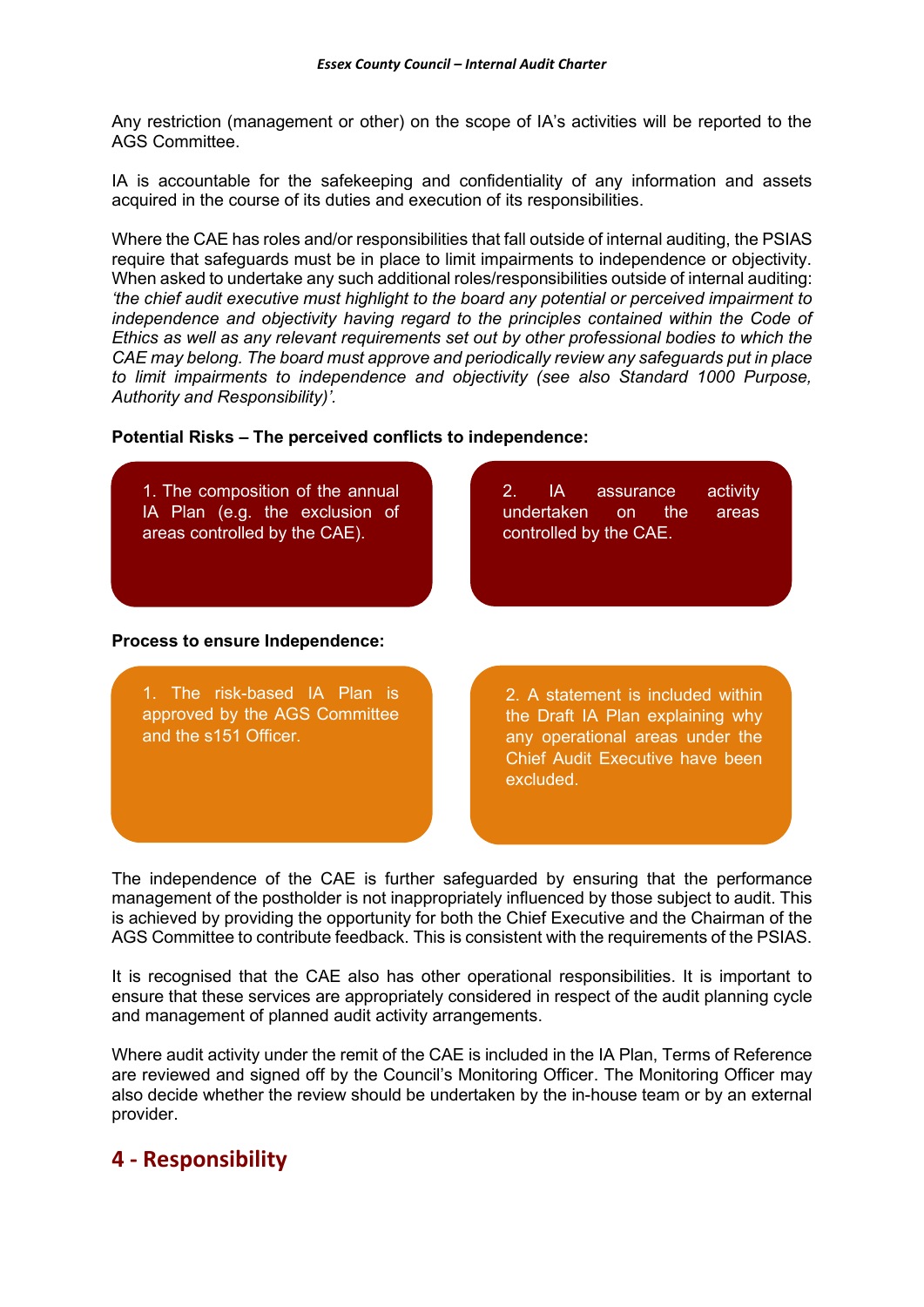Any restriction (management or other) on the scope of IA's activities will be reported to the AGS Committee.

IA is accountable for the safekeeping and confidentiality of any information and assets acquired in the course of its duties and execution of its responsibilities.

Where the CAE has roles and/or responsibilities that fall outside of internal auditing, the PSIAS require that safeguards must be in place to limit impairments to independence or objectivity. When asked to undertake any such additional roles/responsibilities outside of internal auditing: *'the chief audit executive must highlight to the board any potential or perceived impairment to independence and objectivity having regard to the principles contained within the Code of Ethics as well as any relevant requirements set out by other professional bodies to which the CAE may belong. The board must approve and periodically review any safeguards put in place to limit impairments to independence and objectivity (see also Standard 1000 Purpose, Authority and Responsibility)'.*

**Potential Risks – The perceived conflicts to independence:**

1. The composition of the annual IA Plan (e.g. the exclusion of areas controlled by the CAE).
2. IA assurance activity undertaken on the areas controlled by the CAE.

**Process to ensure Independence:**

1. The risk-based IA Plan is approved by the AGS Committee and the s151 Officer.
2. A statement is included within the Draft IA Plan explaining why any operational areas under the Chief Audit Executive have been excluded.

The independence of the CAE is further safeguarded by ensuring that the performance management of the postholder is not inappropriately influenced by those subject to audit. This is achieved by providing the opportunity for both the Chief Executive and the Chairman of the AGS Committee to contribute feedback. This is consistent with the requirements of the PSIAS.

It is recognised that the CAE also has other operational responsibilities. It is important to ensure that these services are appropriately considered in respect of the audit planning cycle and management of planned audit activity arrangements.

Where audit activity under the remit of the CAE is included in the IA Plan, Terms of Reference are reviewed and signed off by the Council's Monitoring Officer. The Monitoring Officer may also decide whether the review should be undertaken by the in-house team or by an external provider.

## 4 - Responsibility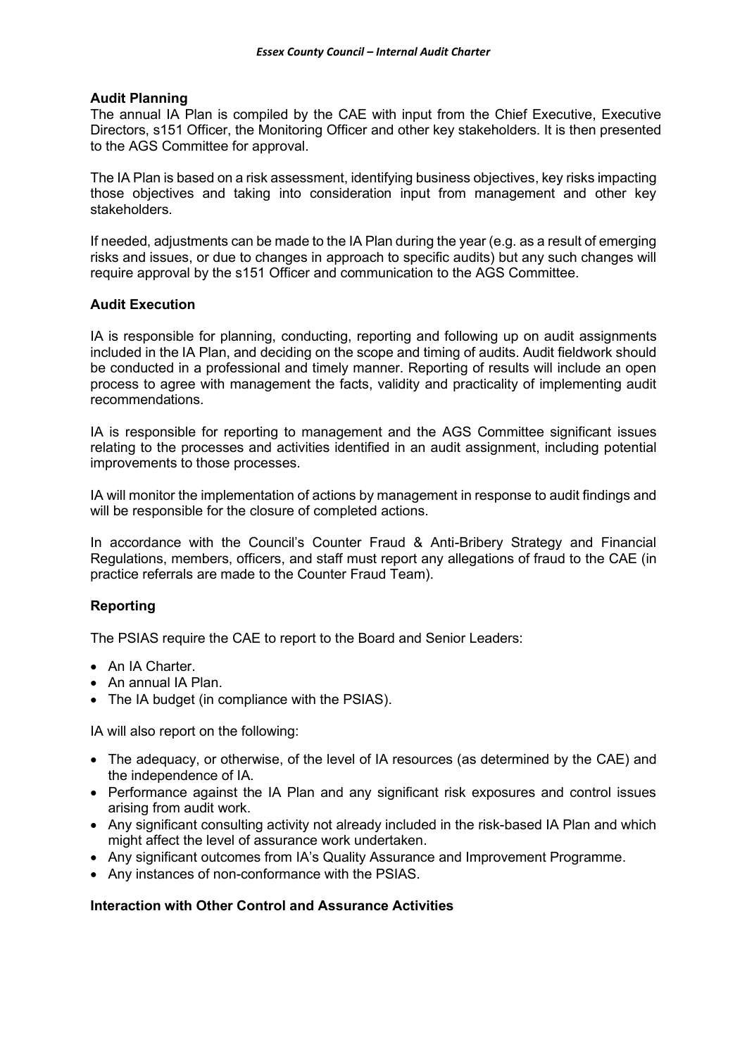### Audit Planning

The annual IA Plan is compiled by the CAE with input from the Chief Executive, Executive Directors, s151 Officer, the Monitoring Officer and other key stakeholders. It is then presented to the AGS Committee for approval.

The IA Plan is based on a risk assessment, identifying business objectives, key risks impacting those objectives and taking into consideration input from management and other key stakeholders.

If needed, adjustments can be made to the IA Plan during the year (e.g. as a result of emerging risks and issues, or due to changes in approach to specific audits) but any such changes will require approval by the s151 Officer and communication to the AGS Committee.

### Audit Execution

IA is responsible for planning, conducting, reporting and following up on audit assignments included in the IA Plan, and deciding on the scope and timing of audits. Audit fieldwork should be conducted in a professional and timely manner. Reporting of results will include an open process to agree with management the facts, validity and practicality of implementing audit recommendations.

IA is responsible for reporting to management and the AGS Committee significant issues relating to the processes and activities identified in an audit assignment, including potential improvements to those processes.

IA will monitor the implementation of actions by management in response to audit findings and will be responsible for the closure of completed actions.

In accordance with the Council's Counter Fraud & Anti-Bribery Strategy and Financial Regulations, members, officers, and staff must report any allegations of fraud to the CAE (in practice referrals are made to the Counter Fraud Team).

### Reporting

The PSIAS require the CAE to report to the Board and Senior Leaders:

- An IA Charter.
- An annual IA Plan.
- The IA budget (in compliance with the PSIAS).

IA will also report on the following:

- The adequacy, or otherwise, of the level of IA resources (as determined by the CAE) and the independence of IA.
- Performance against the IA Plan and any significant risk exposures and control issues arising from audit work.
- Any significant consulting activity not already included in the risk-based IA Plan and which might affect the level of assurance work undertaken.
- Any significant outcomes from IA's Quality Assurance and Improvement Programme.
- Any instances of non-conformance with the PSIAS.

### Interaction with Other Control and Assurance Activities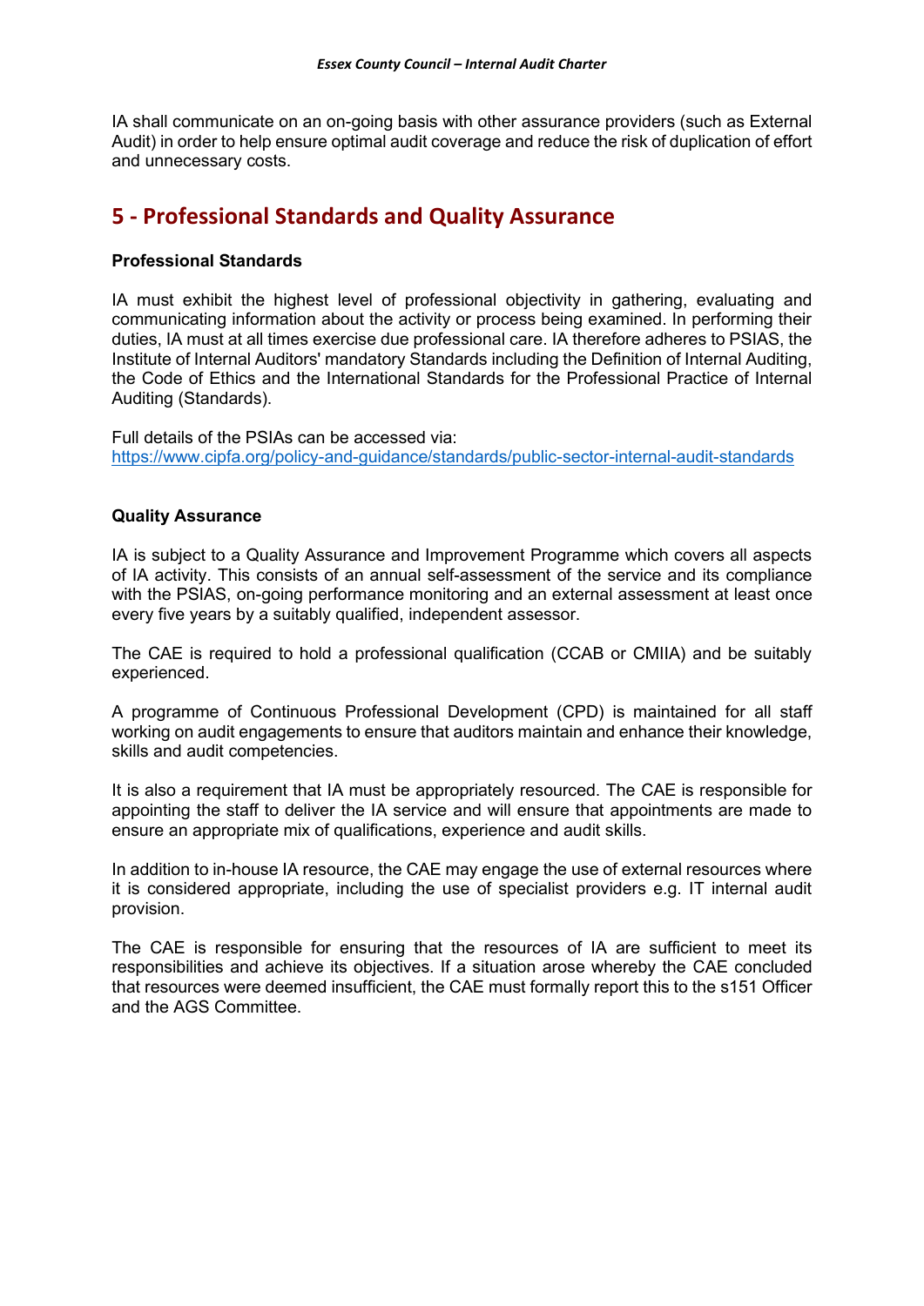IA shall communicate on an on-going basis with other assurance providers (such as External Audit) in order to help ensure optimal audit coverage and reduce the risk of duplication of effort and unnecessary costs.

## 5 - Professional Standards and Quality Assurance

**Professional Standards**

IA must exhibit the highest level of professional objectivity in gathering, evaluating and communicating information about the activity or process being examined. In performing their duties, IA must at all times exercise due professional care. IA therefore adheres to PSIAS, the Institute of Internal Auditors' mandatory Standards including the Definition of Internal Auditing, the Code of Ethics and the International Standards for the Professional Practice of Internal Auditing (Standards).

Full details of the PSIAs can be accessed via:
https://www.cipfa.org/policy-and-guidance/standards/public-sector-internal-audit-standards

**Quality Assurance**

IA is subject to a Quality Assurance and Improvement Programme which covers all aspects of IA activity. This consists of an annual self-assessment of the service and its compliance with the PSIAS, on-going performance monitoring and an external assessment at least once every five years by a suitably qualified, independent assessor.

The CAE is required to hold a professional qualification (CCAB or CMIIA) and be suitably experienced.

A programme of Continuous Professional Development (CPD) is maintained for all staff working on audit engagements to ensure that auditors maintain and enhance their knowledge, skills and audit competencies.

It is also a requirement that IA must be appropriately resourced. The CAE is responsible for appointing the staff to deliver the IA service and will ensure that appointments are made to ensure an appropriate mix of qualifications, experience and audit skills.

In addition to in-house IA resource, the CAE may engage the use of external resources where it is considered appropriate, including the use of specialist providers e.g. IT internal audit provision.

The CAE is responsible for ensuring that the resources of IA are sufficient to meet its responsibilities and achieve its objectives. If a situation arose whereby the CAE concluded that resources were deemed insufficient, the CAE must formally report this to the s151 Officer and the AGS Committee.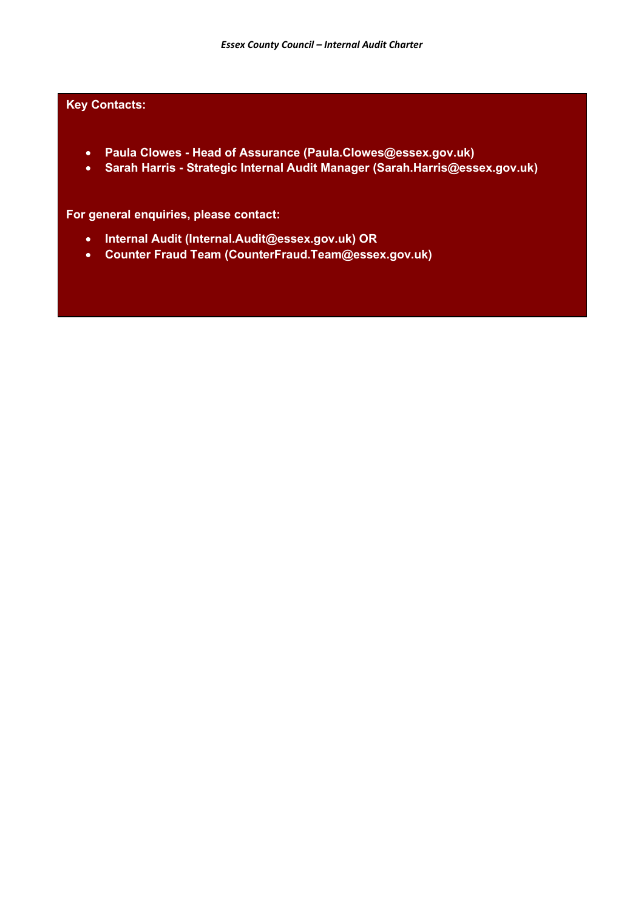**Key Contacts:**

- **Paula Clowes - Head of Assurance (Paula.Clowes@essex.gov.uk)**
- **Sarah Harris - Strategic Internal Audit Manager (Sarah.Harris@essex.gov.uk)**

**For general enquiries, please contact:**

- **Internal Audit (Internal.Audit@essex.gov.uk) OR**
- **Counter Fraud Team (CounterFraud.Team@essex.gov.uk)**